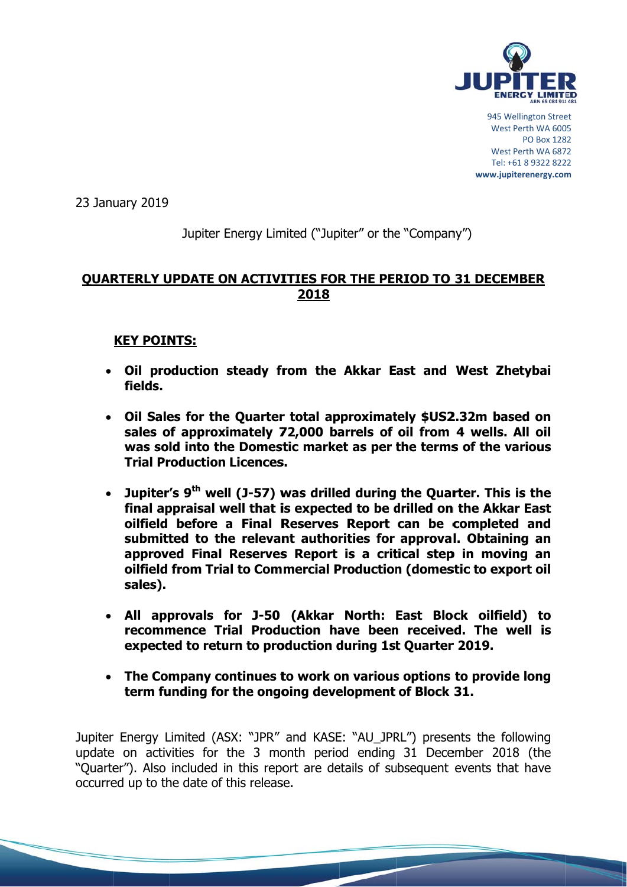945 Wellington Street
West Perth WA 6005
PO Box 1282
West Perth WA 6872
Tel: +61 8 9322 8222
**www.jupiterenergy.com**

23 January 2019

Jupiter Energy Limited ("Jupiter" or the "Company")

## QUARTERLY UPDATE ON ACTIVITIES FOR THE PERIOD TO 31 DECEMBER 2018

### KEY POINTS:

- **Oil production steady from the Akkar East and West Zhetybai fields.**
- **Oil Sales for the Quarter total approximately $US2.32m based on sales of approximately 72,000 barrels of oil from 4 wells. All oil was sold into the Domestic market as per the terms of the various Trial Production Licences.**
- **Jupiter's 9th well (J-57) was drilled during the Quarter. This is the final appraisal well that is expected to be drilled on the Akkar East oilfield before a Final Reserves Report can be completed and submitted to the relevant authorities for approval. Obtaining an approved Final Reserves Report is a critical step in moving an oilfield from Trial to Commercial Production (domestic to export oil sales).**
- **All approvals for J-50 (Akkar North: East Block oilfield) to recommence Trial Production have been received. The well is expected to return to production during 1st Quarter 2019.**
- **The Company continues to work on various options to provide long term funding for the ongoing development of Block 31.**

Jupiter Energy Limited (ASX: "JPR" and KASE: "AU_JPRL") presents the following update on activities for the 3 month period ending 31 December 2018 (the "Quarter"). Also included in this report are details of subsequent events that have occurred up to the date of this release.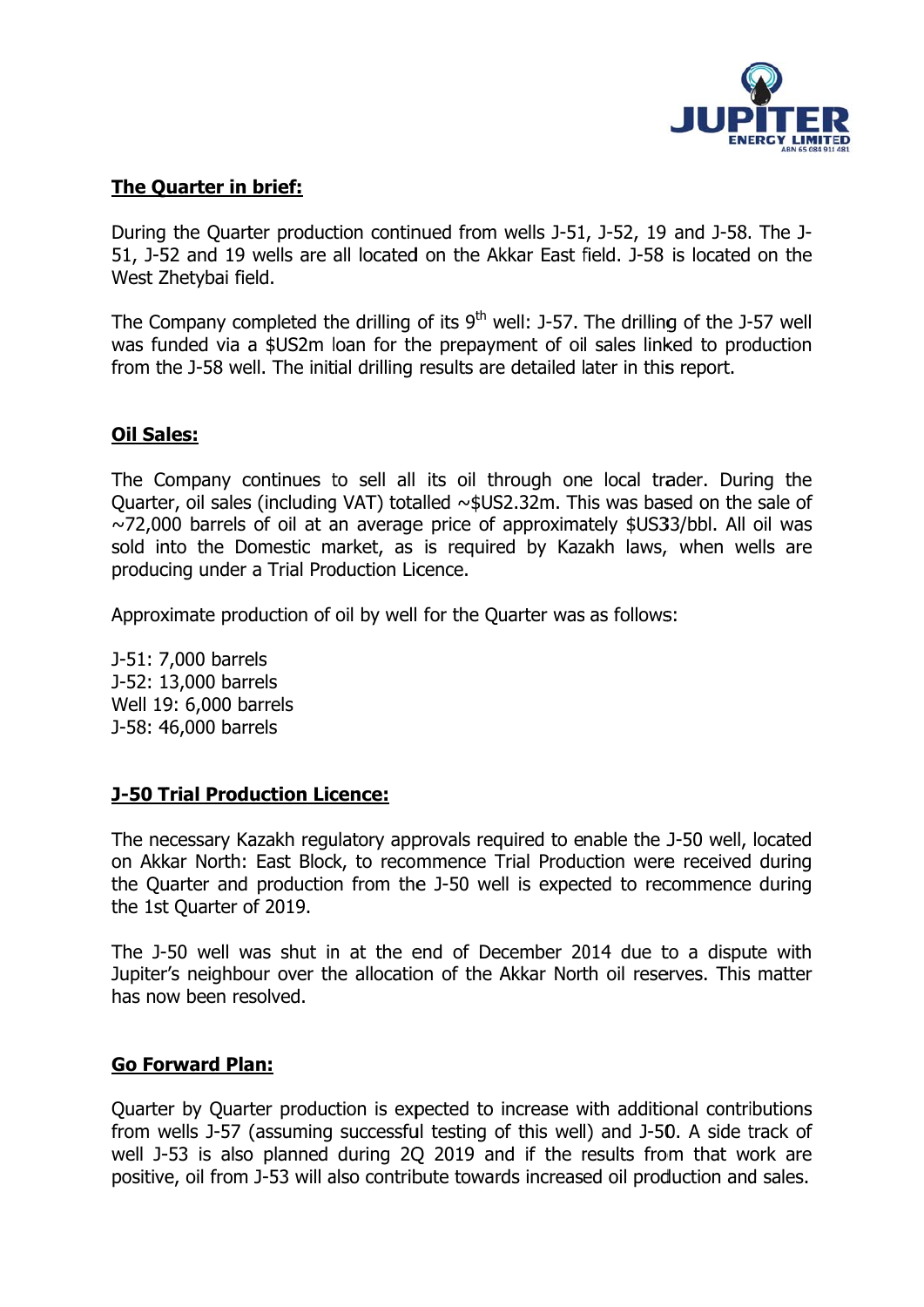## The Quarter in brief:

During the Quarter production continued from wells J-51, J-52, 19 and J-58. The J-51, J-52 and 19 wells are all located on the Akkar East field. J-58 is located on the West Zhetybai field.

The Company completed the drilling of its 9th well: J-57. The drilling of the J-57 well was funded via a $US2m loan for the prepayment of oil sales linked to production from the J-58 well. The initial drilling results are detailed later in this report.

## Oil Sales:

The Company continues to sell all its oil through one local trader. During the Quarter, oil sales (including VAT) totalled ~$US2.32m. This was based on the sale of ~72,000 barrels of oil at an average price of approximately $US33/bbl. All oil was sold into the Domestic market, as is required by Kazakh laws, when wells are producing under a Trial Production Licence.

Approximate production of oil by well for the Quarter was as follows:

J-51: 7,000 barrels
J-52: 13,000 barrels
Well 19: 6,000 barrels
J-58: 46,000 barrels

## J-50 Trial Production Licence:

The necessary Kazakh regulatory approvals required to enable the J-50 well, located on Akkar North: East Block, to recommence Trial Production were received during the Quarter and production from the J-50 well is expected to recommence during the 1st Quarter of 2019.

The J-50 well was shut in at the end of December 2014 due to a dispute with Jupiter's neighbour over the allocation of the Akkar North oil reserves. This matter has now been resolved.

## Go Forward Plan:

Quarter by Quarter production is expected to increase with additional contributions from wells J-57 (assuming successful testing of this well) and J-50. A side track of well J-53 is also planned during 2Q 2019 and if the results from that work are positive, oil from J-53 will also contribute towards increased oil production and sales.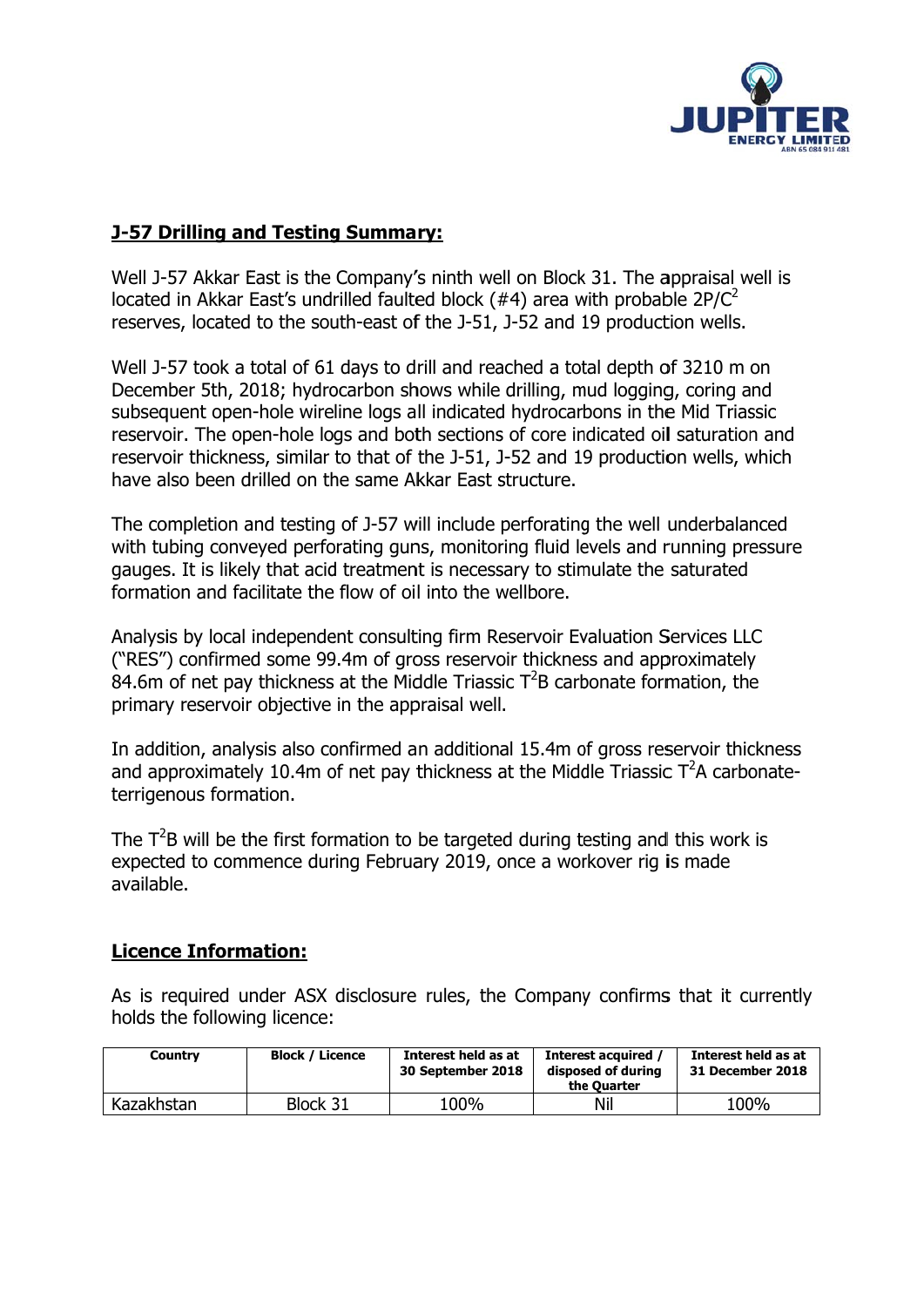## J-57 Drilling and Testing Summary:

Well J-57 Akkar East is the Company's ninth well on Block 31. The appraisal well is located in Akkar East's undrilled faulted block (#4) area with probable 2P/$C^2$ reserves, located to the south-east of the J-51, J-52 and 19 production wells.

Well J-57 took a total of 61 days to drill and reached a total depth of 3210 m on December 5th, 2018; hydrocarbon shows while drilling, mud logging, coring and subsequent open-hole wireline logs all indicated hydrocarbons in the Mid Triassic reservoir. The open-hole logs and both sections of core indicated oil saturation and reservoir thickness, similar to that of the J-51, J-52 and 19 production wells, which have also been drilled on the same Akkar East structure.

The completion and testing of J-57 will include perforating the well underbalanced with tubing conveyed perforating guns, monitoring fluid levels and running pressure gauges. It is likely that acid treatment is necessary to stimulate the saturated formation and facilitate the flow of oil into the wellbore.

Analysis by local independent consulting firm Reservoir Evaluation Services LLC ("RES") confirmed some 99.4m of gross reservoir thickness and approximately 84.6m of net pay thickness at the Middle Triassic $T^2B$ carbonate formation, the primary reservoir objective in the appraisal well.

In addition, analysis also confirmed an additional 15.4m of gross reservoir thickness and approximately 10.4m of net pay thickness at the Middle Triassic $T^2A$ carbonate-terrigenous formation.

The $T^2B$ will be the first formation to be targeted during testing and this work is expected to commence during February 2019, once a workover rig is made available.

## Licence Information:

As is required under ASX disclosure rules, the Company confirms that it currently holds the following licence:

| Country | Block / Licence | Interest held as at 30 September 2018 | Interest acquired / disposed of during the Quarter | Interest held as at 31 December 2018 |
|---|---|---|---|---|
| Kazakhstan | Block 31 | 100% | Nil | 100% |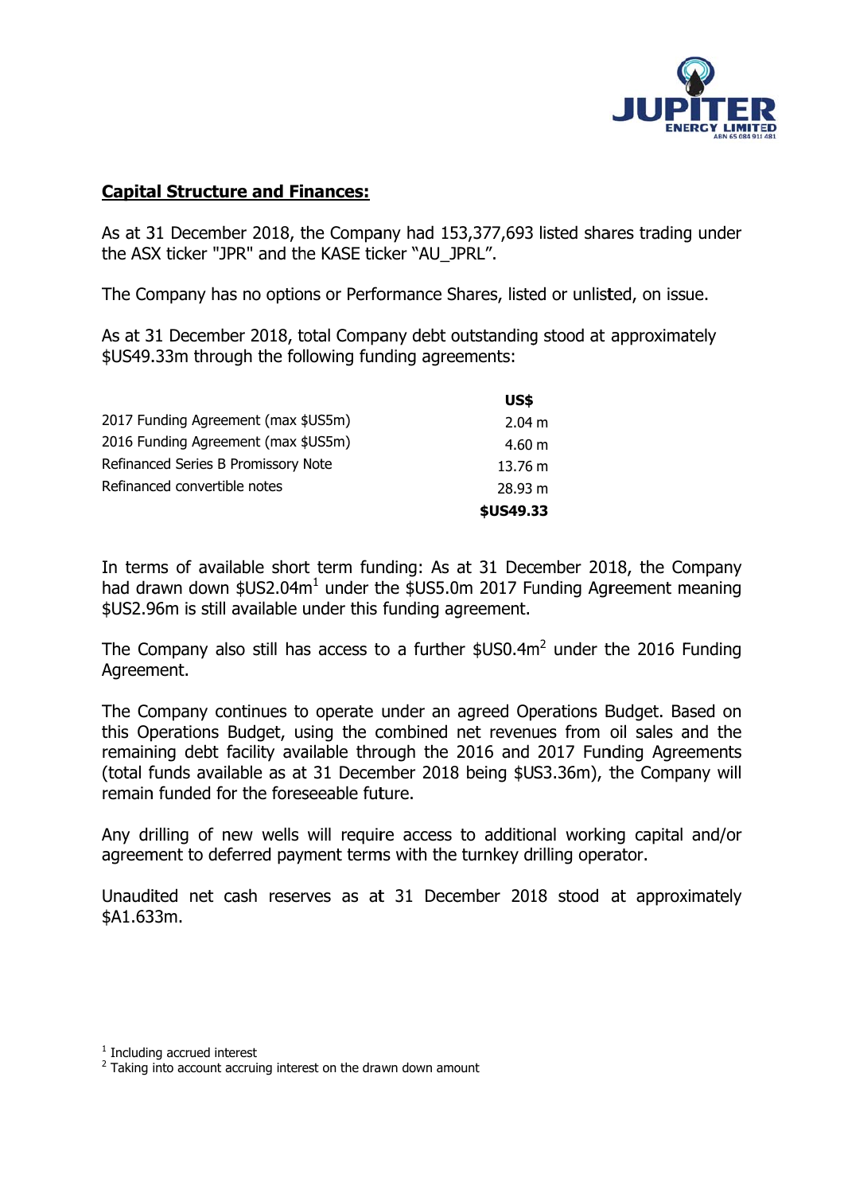## Capital Structure and Finances:

As at 31 December 2018, the Company had 153,377,693 listed shares trading under the ASX ticker "JPR" and the KASE ticker "AU_JPRL".

The Company has no options or Performance Shares, listed or unlisted, on issue.

As at 31 December 2018, total Company debt outstanding stood at approximately $US49.33m through the following funding agreements:

| | US$ |
|---|---|
| 2017 Funding Agreement (max $US5m) | 2.04 m |
| 2016 Funding Agreement (max $US5m) | 4.60 m |
| Refinanced Series B Promissory Note | 13.76 m |
| Refinanced convertible notes | 28.93 m |
| | **$US49.33** |

In terms of available short term funding: As at 31 December 2018, the Company had drawn down $US2.04m[1] under the $US5.0m 2017 Funding Agreement meaning $US2.96m is still available under this funding agreement.

The Company also still has access to a further $US0.4m[2] under the 2016 Funding Agreement.

The Company continues to operate under an agreed Operations Budget. Based on this Operations Budget, using the combined net revenues from oil sales and the remaining debt facility available through the 2016 and 2017 Funding Agreements (total funds available as at 31 December 2018 being $US3.36m), the Company will remain funded for the foreseeable future.

Any drilling of new wells will require access to additional working capital and/or agreement to deferred payment terms with the turnkey drilling operator.

Unaudited net cash reserves as at 31 December 2018 stood at approximately $A1.633m.

[1] Including accrued interest

[2] Taking into account accruing interest on the drawn down amount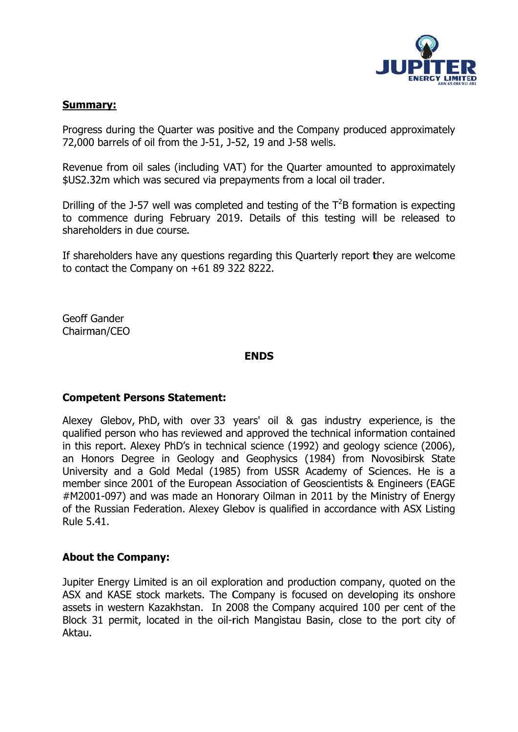**Summary:**

Progress during the Quarter was positive and the Company produced approximately 72,000 barrels of oil from the J-51, J-52, 19 and J-58 wells.

Revenue from oil sales (including VAT) for the Quarter amounted to approximately $US2.32m which was secured via prepayments from a local oil trader.

Drilling of the J-57 well was completed and testing of the $T^2B$ formation is expecting to commence during February 2019. Details of this testing will be released to shareholders in due course.

If shareholders have any questions regarding this Quarterly report they are welcome to contact the Company on +61 89 322 8222.

Geoff Gander
Chairman/CEO

**ENDS**

**Competent Persons Statement:**

Alexey Glebov, PhD, with over 33 years' oil & gas industry experience, is the qualified person who has reviewed and approved the technical information contained in this report. Alexey PhD's in technical science (1992) and geology science (2006), an Honors Degree in Geology and Geophysics (1984) from Novosibirsk State University and a Gold Medal (1985) from USSR Academy of Sciences. He is a member since 2001 of the European Association of Geoscientists & Engineers (EAGE #M2001-097) and was made an Honorary Oilman in 2011 by the Ministry of Energy of the Russian Federation. Alexey Glebov is qualified in accordance with ASX Listing Rule 5.41.

**About the Company:**

Jupiter Energy Limited is an oil exploration and production company, quoted on the ASX and KASE stock markets. The Company is focused on developing its onshore assets in western Kazakhstan. In 2008 the Company acquired 100 per cent of the Block 31 permit, located in the oil-rich Mangistau Basin, close to the port city of Aktau.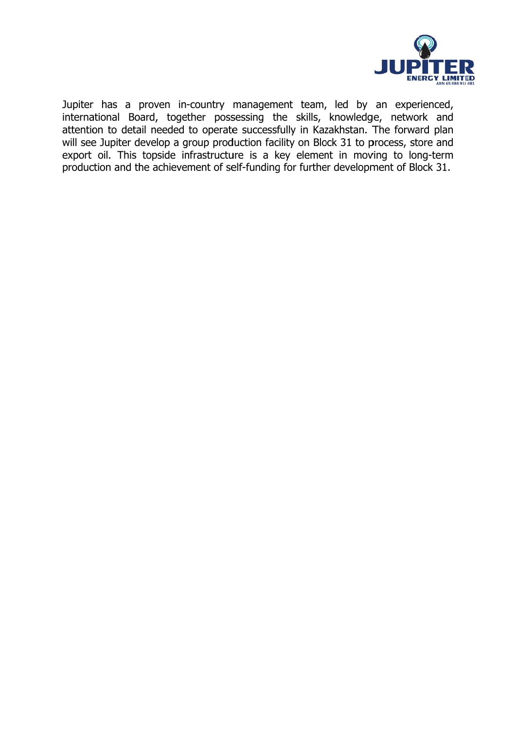Jupiter has a proven in-country management team, led by an experienced, international Board, together possessing the skills, knowledge, network and attention to detail needed to operate successfully in Kazakhstan. The forward plan will see Jupiter develop a group production facility on Block 31 to process, store and export oil. This topside infrastructure is a key element in moving to long-term production and the achievement of self-funding for further development of Block 31.